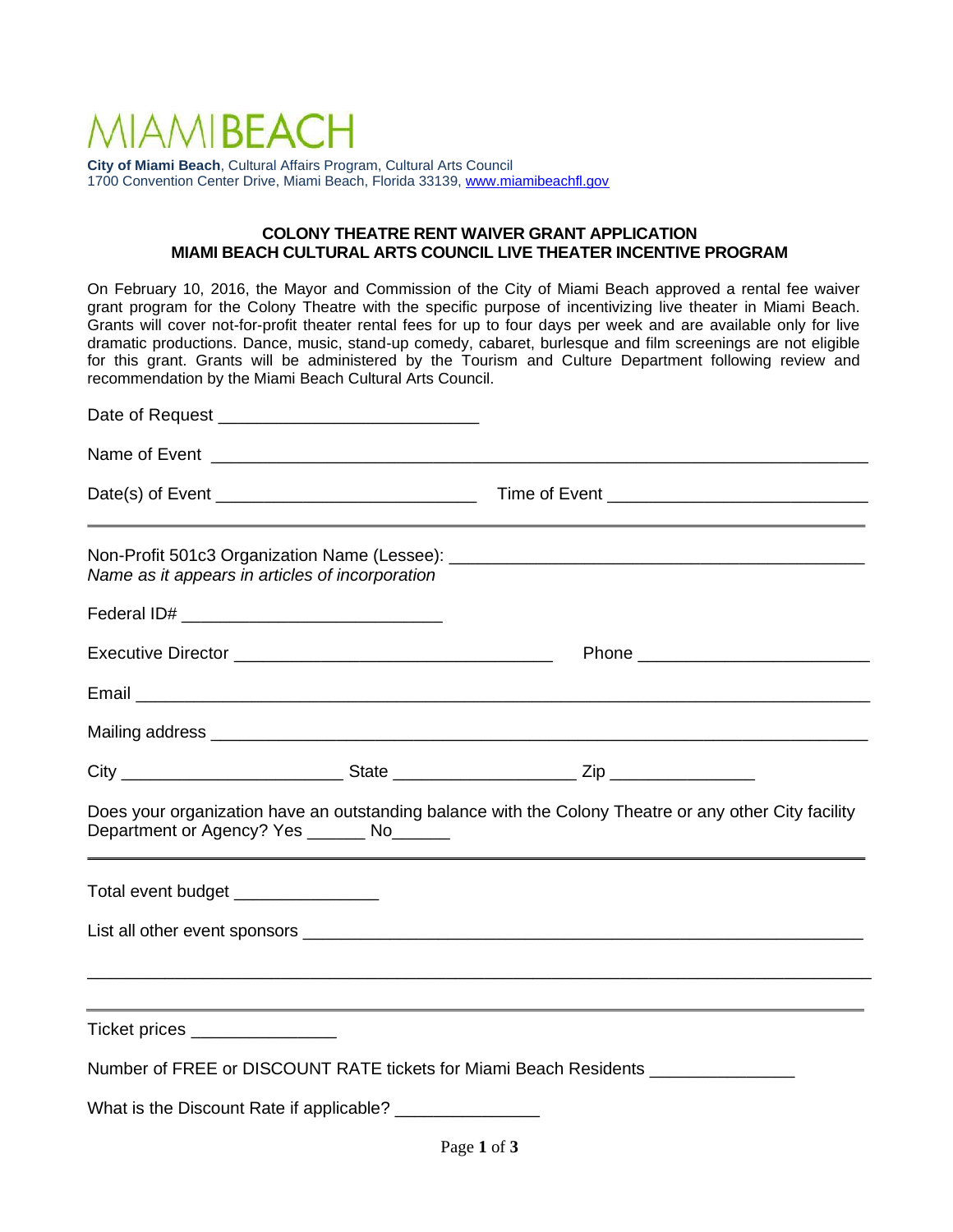MIAMIBEACH

**City of Miami Beach**, Cultural Affairs Program, Cultural Arts Council
1700 Convention Center Drive, Miami Beach, Florida 33139, www.miamibeachfl.gov

**COLONY THEATRE RENT WAIVER GRANT APPLICATION**
**MIAMI BEACH CULTURAL ARTS COUNCIL LIVE THEATER INCENTIVE PROGRAM**

On February 10, 2016, the Mayor and Commission of the City of Miami Beach approved a rental fee waiver grant program for the Colony Theatre with the specific purpose of incentivizing live theater in Miami Beach. Grants will cover not-for-profit theater rental fees for up to four days per week and are available only for live dramatic productions. Dance, music, stand-up comedy, cabaret, burlesque and film screenings are not eligible for this grant. Grants will be administered by the Tourism and Culture Department following review and recommendation by the Miami Beach Cultural Arts Council.

Date of Request ___________________________

Name of Event ___________________________________________________________________

Date(s) of Event ___________________________ Time of Event ___________________________

---

Non-Profit 501c3 Organization Name (Lessee): ____________________________________________
*Name as it appears in articles of incorporation*

Federal ID# ___________________________

Executive Director _________________________________ Phone _______________________

Email _____________________________________________________________________________

Mailing address ____________________________________________________________________

City _______________________ State __________________ Zip _______________

Does your organization have an outstanding balance with the Colony Theatre or any other City facility Department or Agency? Yes ______ No______

---

Total event budget _______________

List all other event sponsors __________________________________________________________

_____________________________________________________________________________________

---

Ticket prices _______________

Number of FREE or DISCOUNT RATE tickets for Miami Beach Residents _______________

What is the Discount Rate if applicable? _______________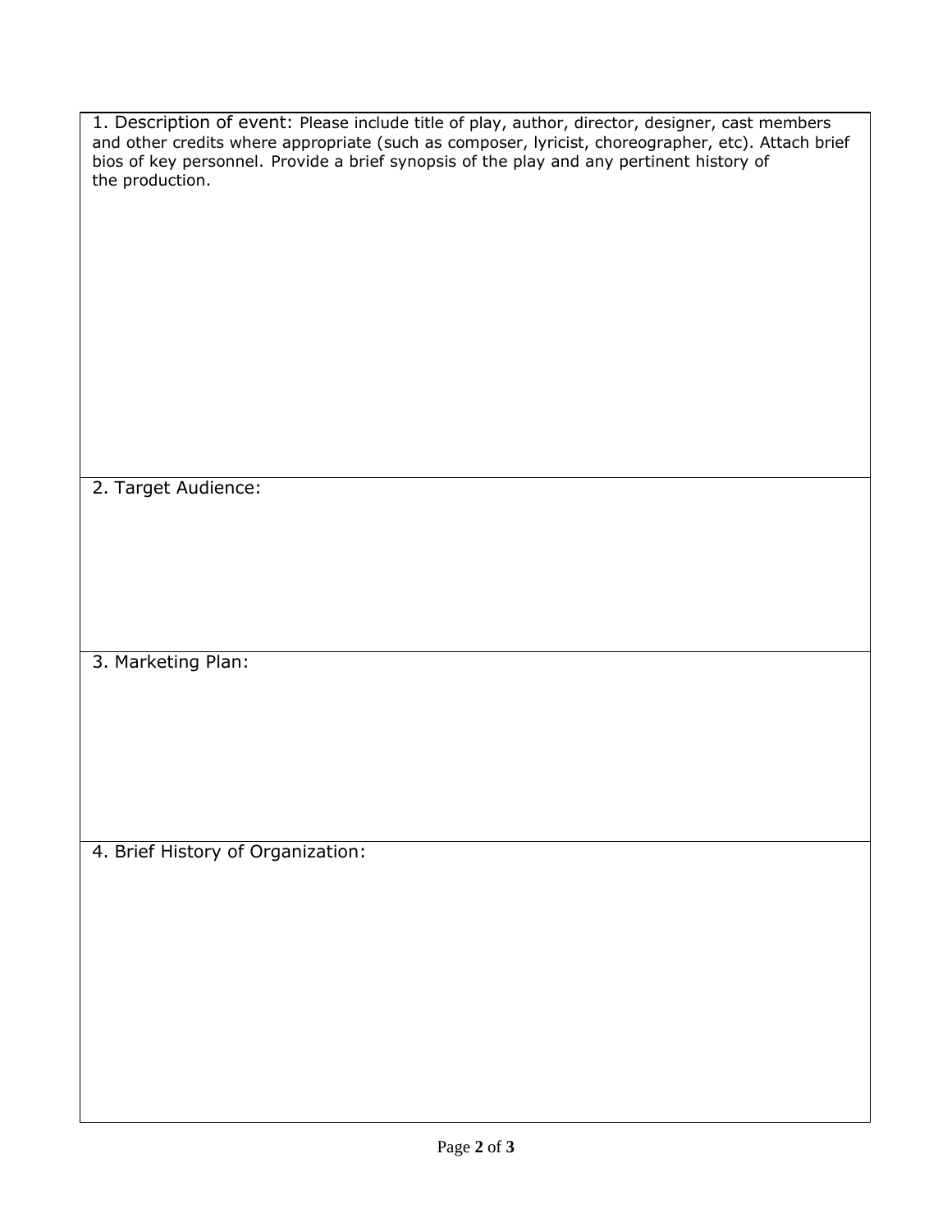1. Description of event: Please include title of play, author, director, designer, cast members and other credits where appropriate (such as composer, lyricist, choreographer, etc). Attach brief bios of key personnel. Provide a brief synopsis of the play and any pertinent history of the production.

2. Target Audience:

3. Marketing Plan:

4. Brief History of Organization: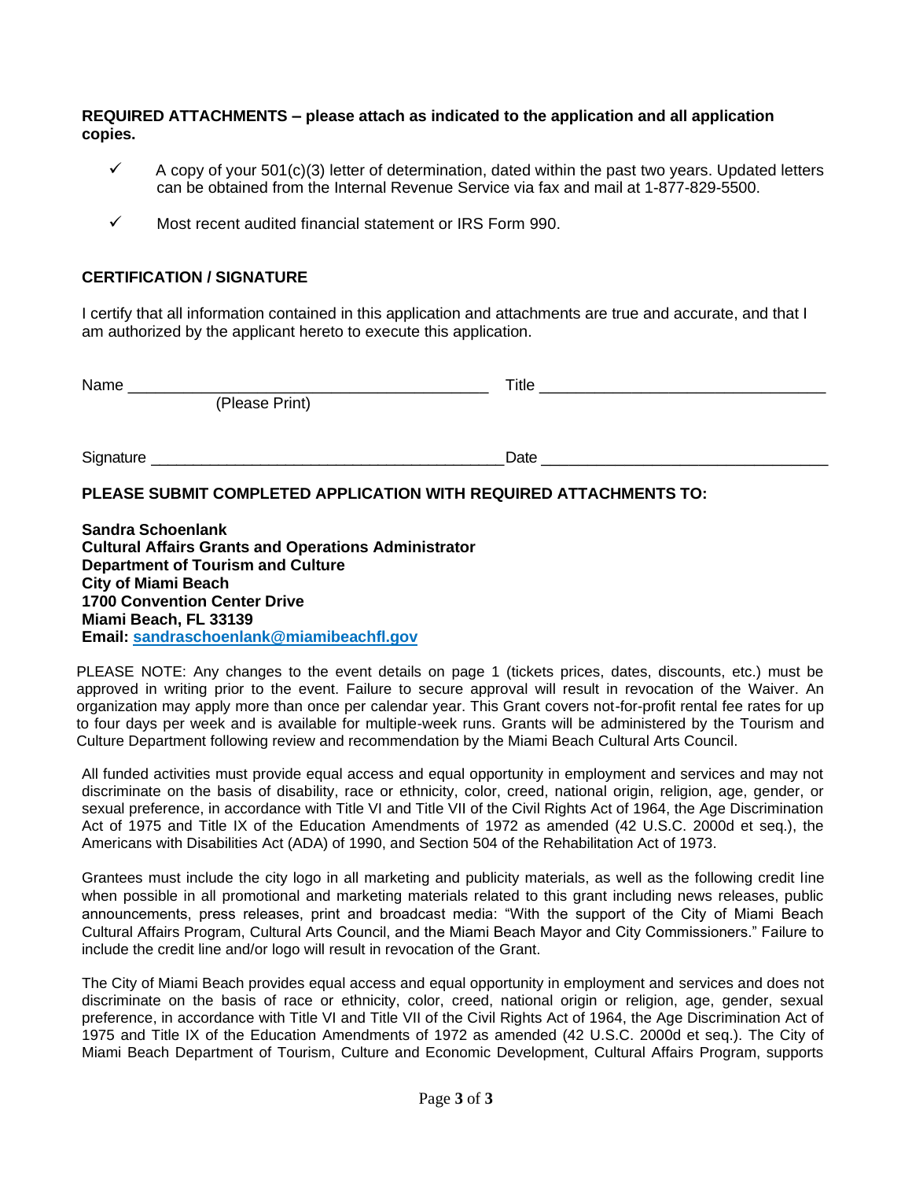**REQUIRED ATTACHMENTS – please attach as indicated to the application and all application copies.**

- ✓ A copy of your 501(c)(3) letter of determination, dated within the past two years. Updated letters can be obtained from the Internal Revenue Service via fax and mail at 1-877-829-5500.
- ✓ Most recent audited financial statement or IRS Form 990.

**CERTIFICATION / SIGNATURE**

I certify that all information contained in this application and attachments are true and accurate, and that I am authorized by the applicant hereto to execute this application.

Name ________________________________________ Title ________________________________
(Please Print)

Signature ____________________________________ Date ________________________________

**PLEASE SUBMIT COMPLETED APPLICATION WITH REQUIRED ATTACHMENTS TO:**

**Sandra Schoenlank**
**Cultural Affairs Grants and Operations Administrator**
**Department of Tourism and Culture**
**City of Miami Beach**
**1700 Convention Center Drive**
**Miami Beach, FL 33139**
**Email: sandraschoenlank@miamibeachfl.gov**

PLEASE NOTE: Any changes to the event details on page 1 (tickets prices, dates, discounts, etc.) must be approved in writing prior to the event. Failure to secure approval will result in revocation of the Waiver. An organization may apply more than once per calendar year. This Grant covers not-for-profit rental fee rates for up to four days per week and is available for multiple-week runs. Grants will be administered by the Tourism and Culture Department following review and recommendation by the Miami Beach Cultural Arts Council.

All funded activities must provide equal access and equal opportunity in employment and services and may not discriminate on the basis of disability, race or ethnicity, color, creed, national origin, religion, age, gender, or sexual preference, in accordance with Title VI and Title VII of the Civil Rights Act of 1964, the Age Discrimination Act of 1975 and Title IX of the Education Amendments of 1972 as amended (42 U.S.C. 2000d et seq.), the Americans with Disabilities Act (ADA) of 1990, and Section 504 of the Rehabilitation Act of 1973.

Grantees must include the city logo in all marketing and publicity materials, as well as the following credit line when possible in all promotional and marketing materials related to this grant including news releases, public announcements, press releases, print and broadcast media: "With the support of the City of Miami Beach Cultural Affairs Program, Cultural Arts Council, and the Miami Beach Mayor and City Commissioners." Failure to include the credit line and/or logo will result in revocation of the Grant.

The City of Miami Beach provides equal access and equal opportunity in employment and services and does not discriminate on the basis of race or ethnicity, color, creed, national origin or religion, age, gender, sexual preference, in accordance with Title VI and Title VII of the Civil Rights Act of 1964, the Age Discrimination Act of 1975 and Title IX of the Education Amendments of 1972 as amended (42 U.S.C. 2000d et seq.). The City of Miami Beach Department of Tourism, Culture and Economic Development, Cultural Affairs Program, supports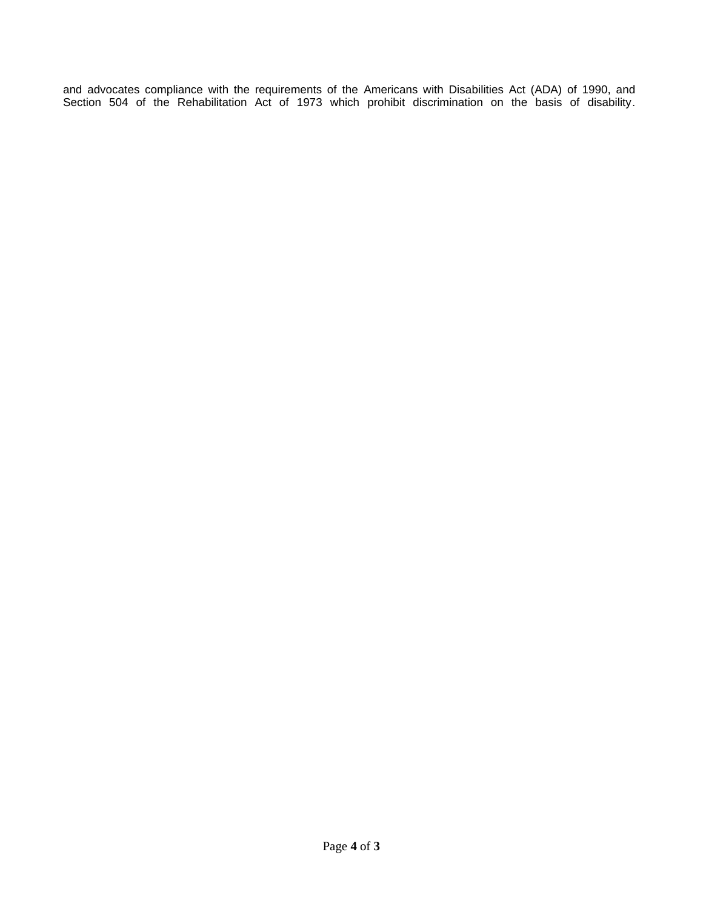and advocates compliance with the requirements of the Americans with Disabilities Act (ADA) of 1990, and Section 504 of the Rehabilitation Act of 1973 which prohibit discrimination on the basis of disability.